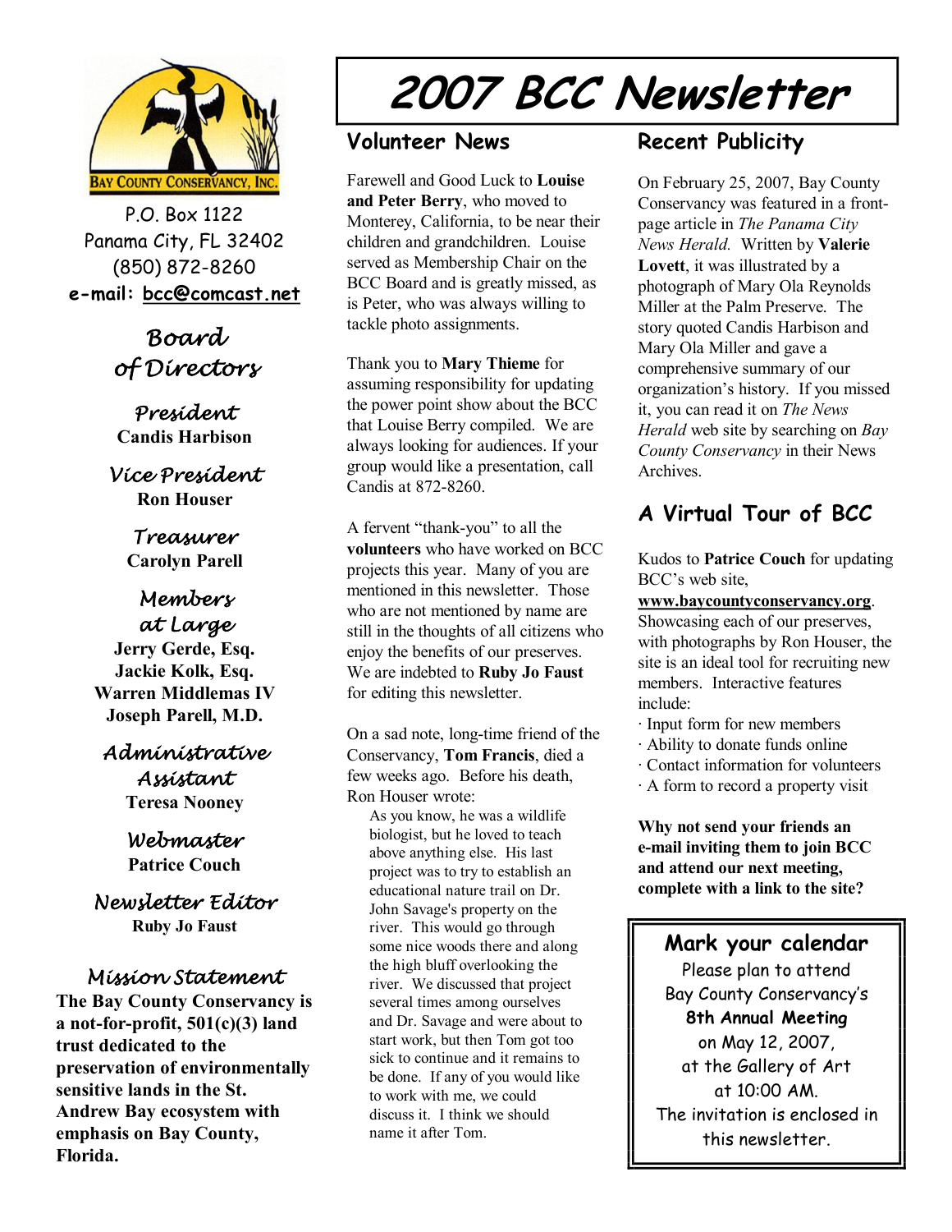# 2007 BCC Newsletter

BAY COUNTY CONSERVANCY, INC.

P.O. Box 1122
Panama City, FL 32402
(850) 872-8260
**e-mail: bcc@comcast.net**

## Board of Directors

**President**
**Candis Harbison**

**Vice President**
**Ron Houser**

**Treasurer**
**Carolyn Parell**

**Members at Large**
**Jerry Gerde, Esq.**
**Jackie Kolk, Esq.**
**Warren Middlemas IV**
**Joseph Parell, M.D.**

**Administrative Assistant**
**Teresa Nooney**

**Webmaster**
**Patrice Couch**

**Newsletter Editor**
**Ruby Jo Faust**

### Mission Statement

**The Bay County Conservancy is a not-for-profit, 501(c)(3) land trust dedicated to the preservation of environmentally sensitive lands in the St. Andrew Bay ecosystem with emphasis on Bay County, Florida.**

## Volunteer News

Farewell and Good Luck to **Louise and Peter Berry**, who moved to Monterey, California, to be near their children and grandchildren. Louise served as Membership Chair on the BCC Board and is greatly missed, as is Peter, who was always willing to tackle photo assignments.

Thank you to **Mary Thieme** for assuming responsibility for updating the power point show about the BCC that Louise Berry compiled. We are always looking for audiences. If your group would like a presentation, call Candis at 872-8260.

A fervent "thank-you" to all the **volunteers** who have worked on BCC projects this year. Many of you are mentioned in this newsletter. Those who are not mentioned by name are still in the thoughts of all citizens who enjoy the benefits of our preserves. We are indebted to **Ruby Jo Faust** for editing this newsletter.

On a sad note, long-time friend of the Conservancy, **Tom Francis**, died a few weeks ago. Before his death, Ron Houser wrote:

> As you know, he was a wildlife biologist, but he loved to teach above anything else. His last project was to try to establish an educational nature trail on Dr. John Savage's property on the river. This would go through some nice woods there and along the high bluff overlooking the river. We discussed that project several times among ourselves and Dr. Savage and were about to start work, but then Tom got too sick to continue and it remains to be done. If any of you would like to work with me, we could discuss it. I think we should name it after Tom.

## Recent Publicity

On February 25, 2007, Bay County Conservancy was featured in a front-page article in *The Panama City News Herald.* Written by **Valerie Lovett**, it was illustrated by a photograph of Mary Ola Reynolds Miller at the Palm Preserve. The story quoted Candis Harbison and Mary Ola Miller and gave a comprehensive summary of our organization's history. If you missed it, you can read it on *The News Herald* web site by searching on *Bay County Conservancy* in their News Archives.

## A Virtual Tour of BCC

Kudos to **Patrice Couch** for updating BCC's web site, **www.baycountyconservancy.org**. Showcasing each of our preserves, with photographs by Ron Houser, the site is an ideal tool for recruiting new members. Interactive features include:

- Input form for new members
- Ability to donate funds online
- Contact information for volunteers
- A form to record a property visit

**Why not send your friends an e-mail inviting them to join BCC and attend our next meeting, complete with a link to the site?**

### Mark your calendar

Please plan to attend
Bay County Conservancy's
**8th Annual Meeting**
on May 12, 2007,
at the Gallery of Art
at 10:00 AM.
The invitation is enclosed in this newsletter.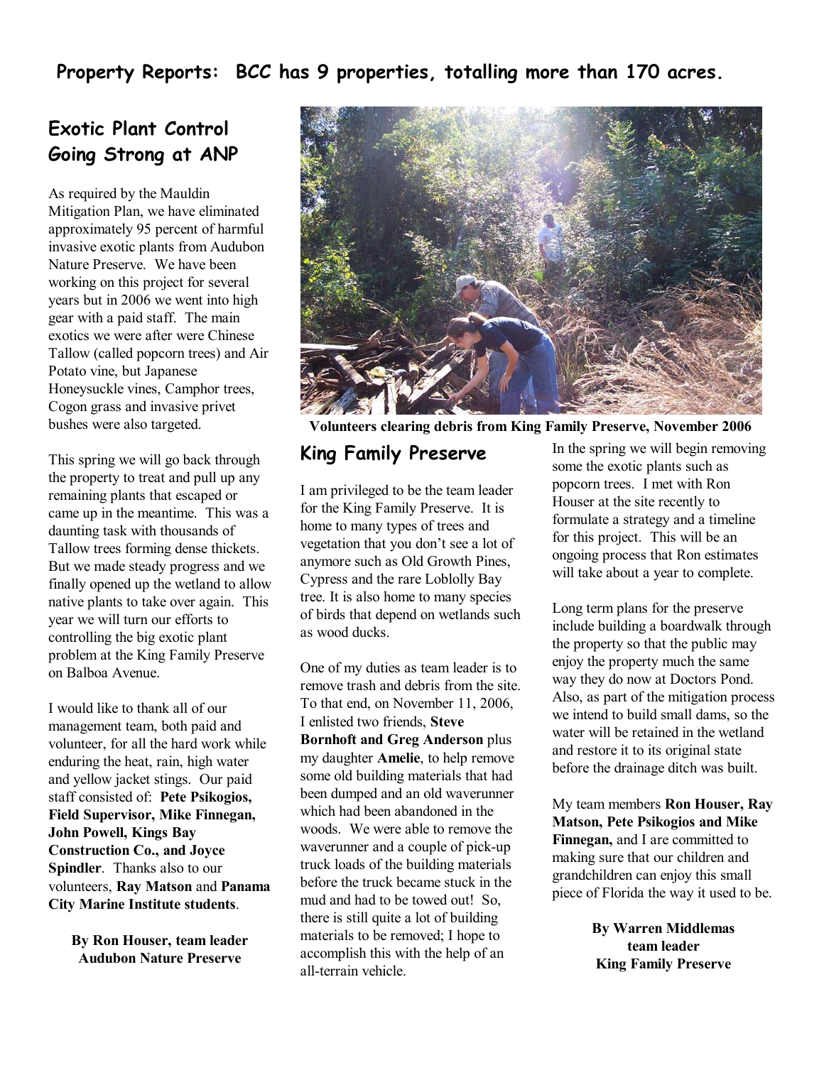# Property Reports: BCC has 9 properties, totalling more than 170 acres.

## Exotic Plant Control Going Strong at ANP

As required by the Mauldin Mitigation Plan, we have eliminated approximately 95 percent of harmful invasive exotic plants from Audubon Nature Preserve. We have been working on this project for several years but in 2006 we went into high gear with a paid staff. The main exotics we were after were Chinese Tallow (called popcorn trees) and Air Potato vine, but Japanese Honeysuckle vines, Camphor trees, Cogon grass and invasive privet bushes were also targeted.

This spring we will go back through the property to treat and pull up any remaining plants that escaped or came up in the meantime. This was a daunting task with thousands of Tallow trees forming dense thickets. But we made steady progress and we finally opened up the wetland to allow native plants to take over again. This year we will turn our efforts to controlling the big exotic plant problem at the King Family Preserve on Balboa Avenue.

I would like to thank all of our management team, both paid and volunteer, for all the hard work while enduring the heat, rain, high water and yellow jacket stings. Our paid staff consisted of: **Pete Psikogios, Field Supervisor, Mike Finnegan, John Powell, Kings Bay Construction Co., and Joyce Spindler**. Thanks also to our volunteers, **Ray Matson** and **Panama City Marine Institute students**.

**By Ron Houser, team leader**
**Audubon Nature Preserve**

**Volunteers clearing debris from King Family Preserve, November 2006**

## King Family Preserve

I am privileged to be the team leader for the King Family Preserve. It is home to many types of trees and vegetation that you don't see a lot of anymore such as Old Growth Pines, Cypress and the rare Loblolly Bay tree. It is also home to many species of birds that depend on wetlands such as wood ducks.

One of my duties as team leader is to remove trash and debris from the site. To that end, on November 11, 2006, I enlisted two friends, **Steve Bornhoft and Greg Anderson** plus my daughter **Amelie**, to help remove some old building materials that had been dumped and an old waverunner which had been abandoned in the woods. We were able to remove the waverunner and a couple of pick-up truck loads of the building materials before the truck became stuck in the mud and had to be towed out! So, there is still quite a lot of building materials to be removed; I hope to accomplish this with the help of an all-terrain vehicle.

In the spring we will begin removing some the exotic plants such as popcorn trees. I met with Ron Houser at the site recently to formulate a strategy and a timeline for this project. This will be an ongoing process that Ron estimates will take about a year to complete.

Long term plans for the preserve include building a boardwalk through the property so that the public may enjoy the property much the same way they do now at Doctors Pond. Also, as part of the mitigation process we intend to build small dams, so the water will be retained in the wetland and restore it to its original state before the drainage ditch was built.

My team members **Ron Houser, Ray Matson, Pete Psikogios and Mike Finnegan,** and I are committed to making sure that our children and grandchildren can enjoy this small piece of Florida the way it used to be.

**By Warren Middlemas**
**team leader**
**King Family Preserve**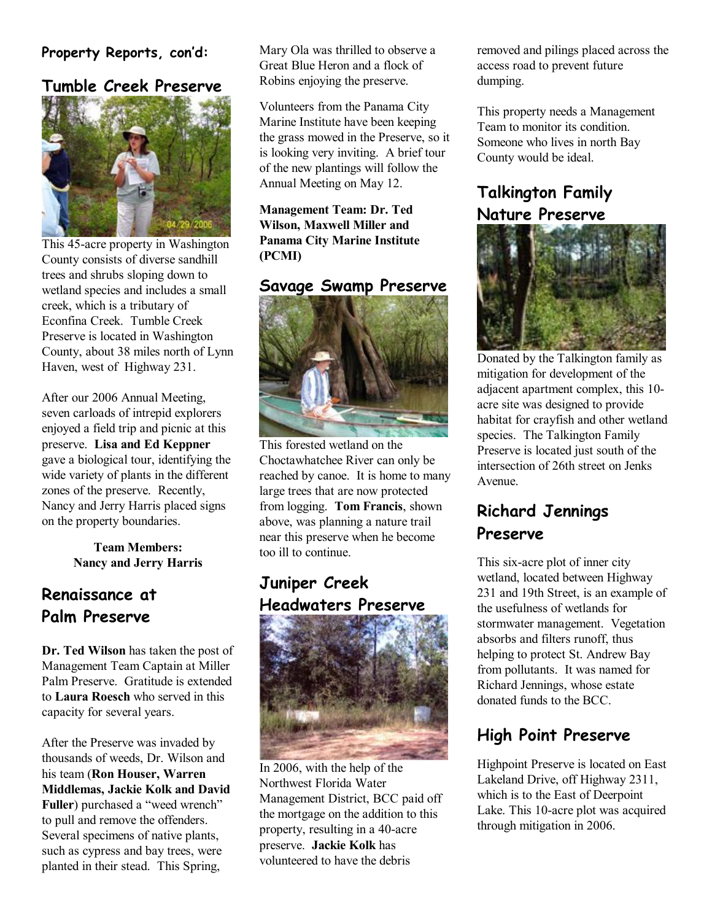**Property Reports, con'd:**

## Tumble Creek Preserve

This 45-acre property in Washington County consists of diverse sandhill trees and shrubs sloping down to wetland species and includes a small creek, which is a tributary of Econfina Creek. Tumble Creek Preserve is located in Washington County, about 38 miles north of Lynn Haven, west of Highway 231.

After our 2006 Annual Meeting, seven carloads of intrepid explorers enjoyed a field trip and picnic at this preserve. **Lisa and Ed Keppner** gave a biological tour, identifying the wide variety of plants in the different zones of the preserve. Recently, Nancy and Jerry Harris placed signs on the property boundaries.

**Team Members: Nancy and Jerry Harris**

## Renaissance at Palm Preserve

**Dr. Ted Wilson** has taken the post of Management Team Captain at Miller Palm Preserve. Gratitude is extended to **Laura Roesch** who served in this capacity for several years.

After the Preserve was invaded by thousands of weeds, Dr. Wilson and his team (**Ron Houser, Warren Middlemas, Jackie Kolk and David Fuller**) purchased a "weed wrench" to pull and remove the offenders. Several specimens of native plants, such as cypress and bay trees, were planted in their stead. This Spring, Mary Ola was thrilled to observe a Great Blue Heron and a flock of Robins enjoying the preserve.

Volunteers from the Panama City Marine Institute have been keeping the grass mowed in the Preserve, so it is looking very inviting. A brief tour of the new plantings will follow the Annual Meeting on May 12.

**Management Team: Dr. Ted Wilson, Maxwell Miller and Panama City Marine Institute (PCMI)**

## Savage Swamp Preserve

This forested wetland on the Choctawhatchee River can only be reached by canoe. It is home to many large trees that are now protected from logging. **Tom Francis**, shown above, was planning a nature trail near this preserve when he become too ill to continue.

## Juniper Creek Headwaters Preserve

In 2006, with the help of the Northwest Florida Water Management District, BCC paid off the mortgage on the addition to this property, resulting in a 40-acre preserve. **Jackie Kolk** has volunteered to have the debris removed and pilings placed across the access road to prevent future dumping.

This property needs a Management Team to monitor its condition. Someone who lives in north Bay County would be ideal.

## Talkington Family Nature Preserve

Donated by the Talkington family as mitigation for development of the adjacent apartment complex, this 10-acre site was designed to provide habitat for crayfish and other wetland species. The Talkington Family Preserve is located just south of the intersection of 26th street on Jenks Avenue.

## Richard Jennings Preserve

This six-acre plot of inner city wetland, located between Highway 231 and 19th Street, is an example of the usefulness of wetlands for stormwater management. Vegetation absorbs and filters runoff, thus helping to protect St. Andrew Bay from pollutants. It was named for Richard Jennings, whose estate donated funds to the BCC.

## High Point Preserve

Highpoint Preserve is located on East Lakeland Drive, off Highway 2311, which is to the East of Deerpoint Lake. This 10-acre plot was acquired through mitigation in 2006.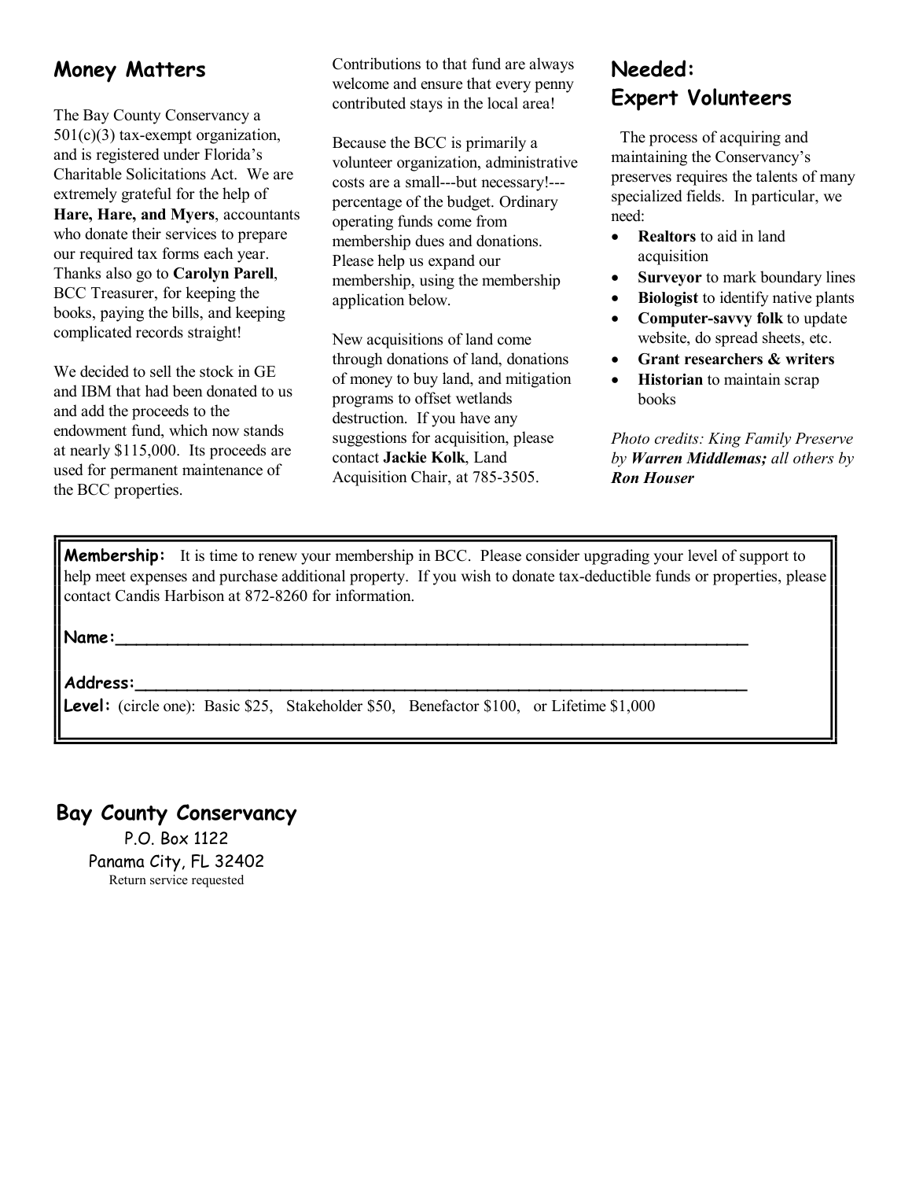## Money Matters

The Bay County Conservancy a 501(c)(3) tax-exempt organization, and is registered under Florida's Charitable Solicitations Act. We are extremely grateful for the help of **Hare, Hare, and Myers**, accountants who donate their services to prepare our required tax forms each year. Thanks also go to **Carolyn Parell**, BCC Treasurer, for keeping the books, paying the bills, and keeping complicated records straight!

We decided to sell the stock in GE and IBM that had been donated to us and add the proceeds to the endowment fund, which now stands at nearly $115,000. Its proceeds are used for permanent maintenance of the BCC properties. Contributions to that fund are always welcome and ensure that every penny contributed stays in the local area!

Because the BCC is primarily a volunteer organization, administrative costs are a small---but necessary!---percentage of the budget. Ordinary operating funds come from membership dues and donations. Please help us expand our membership, using the membership application below.

New acquisitions of land come through donations of land, donations of money to buy land, and mitigation programs to offset wetlands destruction. If you have any suggestions for acquisition, please contact **Jackie Kolk**, Land Acquisition Chair, at 785-3505.

## Needed: Expert Volunteers

The process of acquiring and maintaining the Conservancy's preserves requires the talents of many specialized fields. In particular, we need:

- **Realtors** to aid in land acquisition
- **Surveyor** to mark boundary lines
- **Biologist** to identify native plants
- **Computer-savvy folk** to update website, do spread sheets, etc.
- **Grant researchers & writers**
- **Historian** to maintain scrap books

*Photo credits: King Family Preserve by **Warren Middlemas;** all others by **Ron Houser***

**Membership:** It is time to renew your membership in BCC. Please consider upgrading your level of support to help meet expenses and purchase additional property. If you wish to donate tax-deductible funds or properties, please contact Candis Harbison at 872-8260 for information.

**Name:**_______________________________________________________________

**Address:**_____________________________________________________________

**Level:** (circle one): Basic $25, Stakeholder $50, Benefactor $100, or Lifetime $1,000

**Bay County Conservancy**
P.O. Box 1122
Panama City, FL 32402
Return service requested